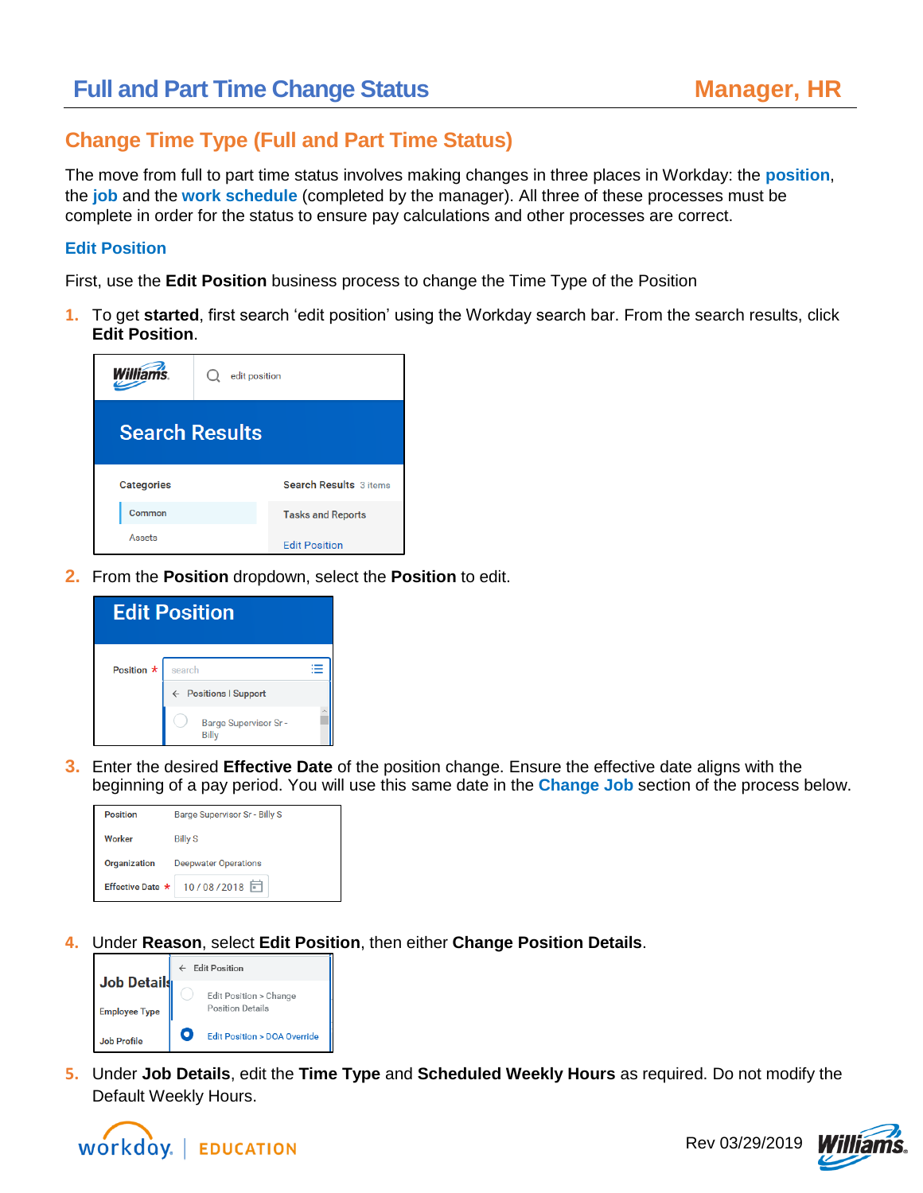# Change Time Type (Full and Part Time Status)

The move from full to part time status involves making changes in three places in Workday: the **position**, the **job** and the **work schedule** (completed by the manager). All three of these processes must be complete in order for the status to ensure pay calculations and other processes are correct.

## Edit Position

First, use the **Edit Position** business process to change the Time Type of the Position

1. To get **started**, first search 'edit position' using the Workday search bar. From the search results, click **Edit Position**.
2. From the **Position** dropdown, select the **Position** to edit.
3. Enter the desired **Effective Date** of the position change. Ensure the effective date aligns with the beginning of a pay period. You will use this same date in the **Change Job** section of the process below.
4. Under **Reason**, select **Edit Position**, then either **Change Position Details**.
5. Under **Job Details**, edit the **Time Type** and **Scheduled Weekly Hours** as required. Do not modify the Default Weekly Hours.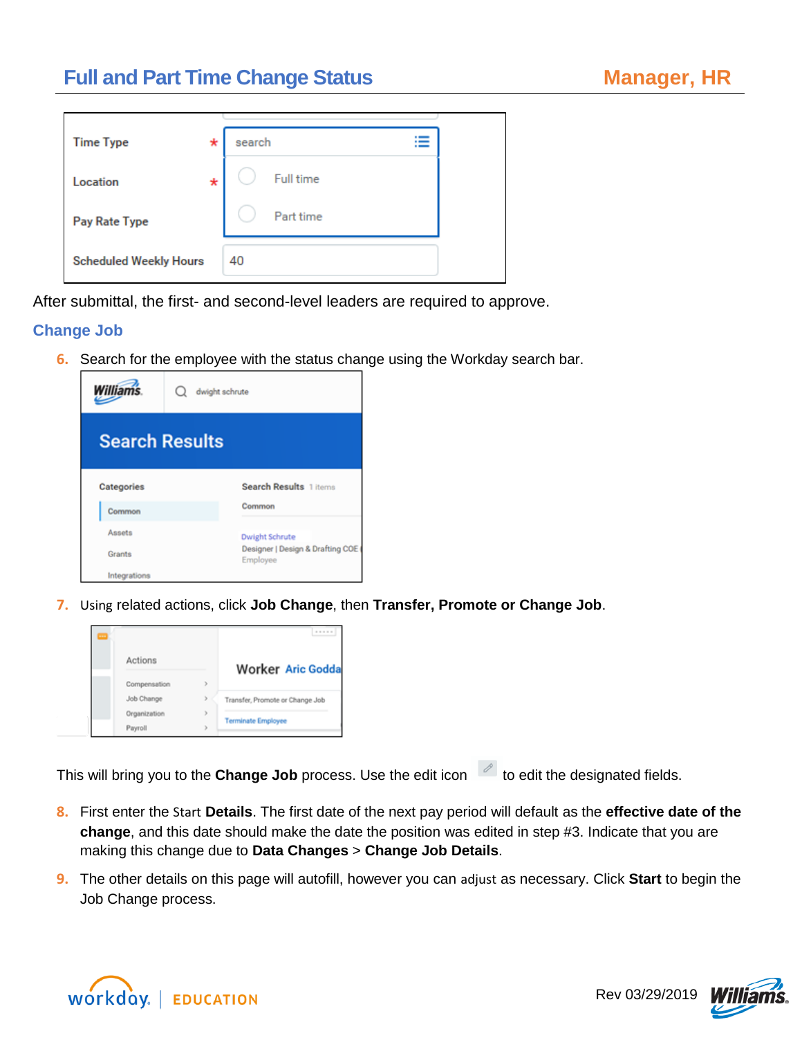After submittal, the first- and second-level leaders are required to approve.

## Change Job

6. Search for the employee with the status change using the Workday search bar.

7. Using related actions, click **Job Change**, then **Transfer, Promote or Change Job**.

This will bring you to the **Change Job** process. Use the edit icon to edit the designated fields.

8. First enter the Start **Details**. The first date of the next pay period will default as the **effective date of the change**, and this date should make the date the position was edited in step #3. Indicate that you are making this change due to **Data Changes** > **Change Job Details**.

9. The other details on this page will autofill, however you can adjust as necessary. Click **Start** to begin the Job Change process.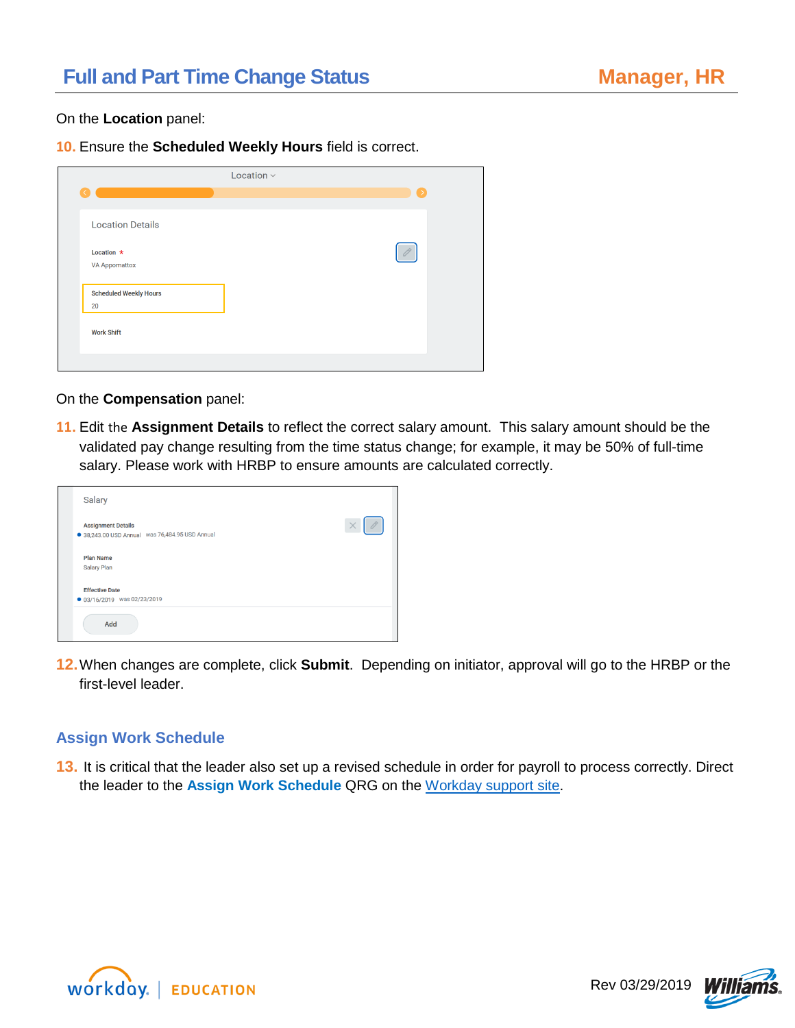On the **Location** panel:

10. Ensure the **Scheduled Weekly Hours** field is correct.

Location

Location Details

Location *
VA Appomattox

Scheduled Weekly Hours
20

Work Shift

On the **Compensation** panel:

11. Edit the **Assignment Details** to reflect the correct salary amount. This salary amount should be the validated pay change resulting from the time status change; for example, it may be 50% of full-time salary. Please work with HRBP to ensure amounts are calculated correctly.

Salary

Assignment Details
38,243.00 USD Annual was 76,484.95 USD Annual

Plan Name
Salary Plan

Effective Date
03/16/2019 was 02/23/2019

Add

12. When changes are complete, click **Submit**. Depending on initiator, approval will go to the HRBP or the first-level leader.

## Assign Work Schedule

13. It is critical that the leader also set up a revised schedule in order for payroll to process correctly. Direct the leader to the **Assign Work Schedule** QRG on the [Workday support site].

Rev 03/29/2019